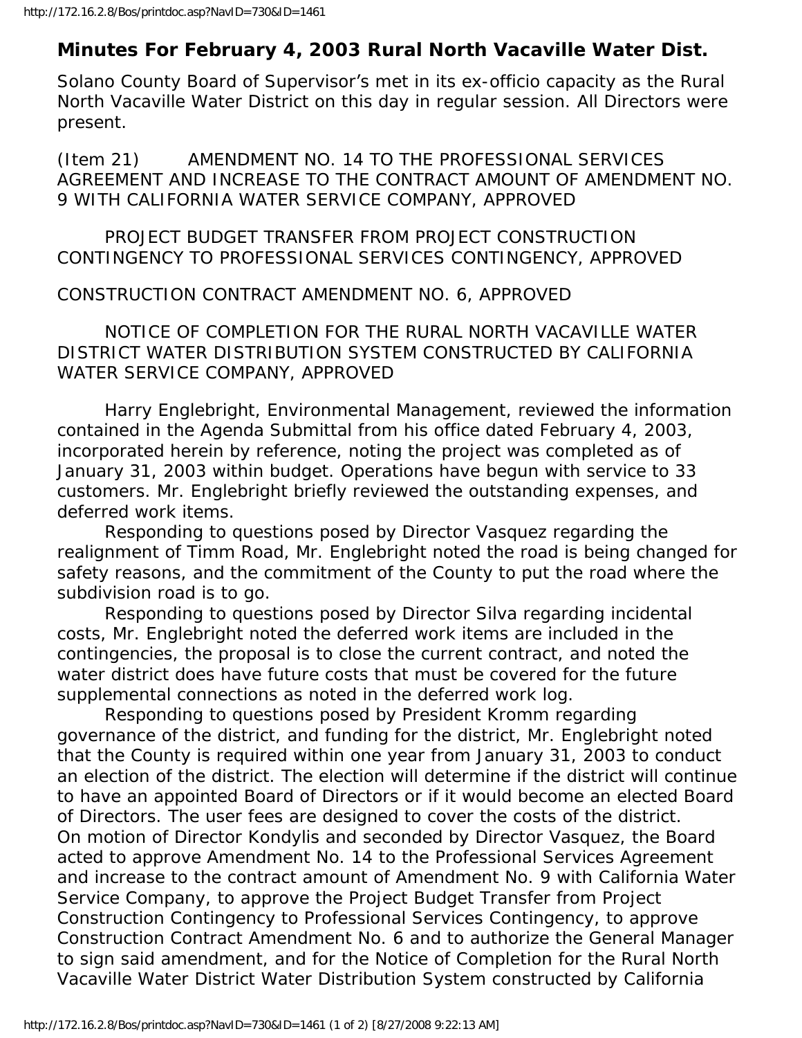# Minutes For February 4, 2003 Rural North Vacaville Water Dist.

Solano County Board of Supervisor's met in its ex-officio capacity as the Rural North Vacaville Water District on this day in regular session. All Directors were present.

(Item 21) AMENDMENT NO. 14 TO THE PROFESSIONAL SERVICES AGREEMENT AND INCREASE TO THE CONTRACT AMOUNT OF AMENDMENT NO. 9 WITH CALIFORNIA WATER SERVICE COMPANY, APPROVED

PROJECT BUDGET TRANSFER FROM PROJECT CONSTRUCTION CONTINGENCY TO PROFESSIONAL SERVICES CONTINGENCY, APPROVED

CONSTRUCTION CONTRACT AMENDMENT NO. 6, APPROVED

NOTICE OF COMPLETION FOR THE RURAL NORTH VACAVILLE WATER DISTRICT WATER DISTRIBUTION SYSTEM CONSTRUCTED BY CALIFORNIA WATER SERVICE COMPANY, APPROVED

Harry Englebright, Environmental Management, reviewed the information contained in the Agenda Submittal from his office dated February 4, 2003, incorporated herein by reference, noting the project was completed as of January 31, 2003 within budget. Operations have begun with service to 33 customers. Mr. Englebright briefly reviewed the outstanding expenses, and deferred work items.

Responding to questions posed by Director Vasquez regarding the realignment of Timm Road, Mr. Englebright noted the road is being changed for safety reasons, and the commitment of the County to put the road where the subdivision road is to go.

Responding to questions posed by Director Silva regarding incidental costs, Mr. Englebright noted the deferred work items are included in the contingencies, the proposal is to close the current contract, and noted the water district does have future costs that must be covered for the future supplemental connections as noted in the deferred work log.

Responding to questions posed by President Kromm regarding governance of the district, and funding for the district, Mr. Englebright noted that the County is required within one year from January 31, 2003 to conduct an election of the district. The election will determine if the district will continue to have an appointed Board of Directors or if it would become an elected Board of Directors. The user fees are designed to cover the costs of the district.

On motion of Director Kondylis and seconded by Director Vasquez, the Board acted to approve Amendment No. 14 to the Professional Services Agreement and increase to the contract amount of Amendment No. 9 with California Water Service Company, to approve the Project Budget Transfer from Project Construction Contingency to Professional Services Contingency, to approve Construction Contract Amendment No. 6 and to authorize the General Manager to sign said amendment, and for the Notice of Completion for the Rural North Vacaville Water District Water Distribution System constructed by California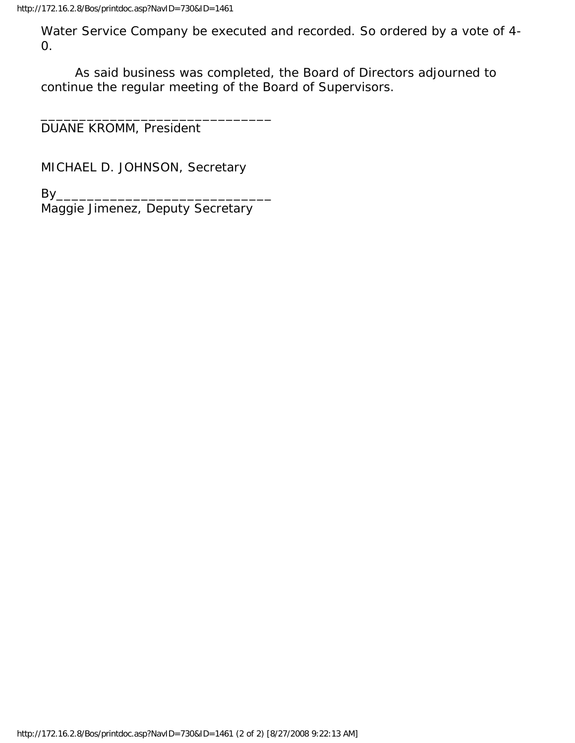Water Service Company be executed and recorded. So ordered by a vote of 4-0.

As said business was completed, the Board of Directors adjourned to continue the regular meeting of the Board of Supervisors.

______________________________
DUANE KROMM, President

MICHAEL D. JOHNSON, Secretary

By____________________________
Maggie Jimenez, Deputy Secretary